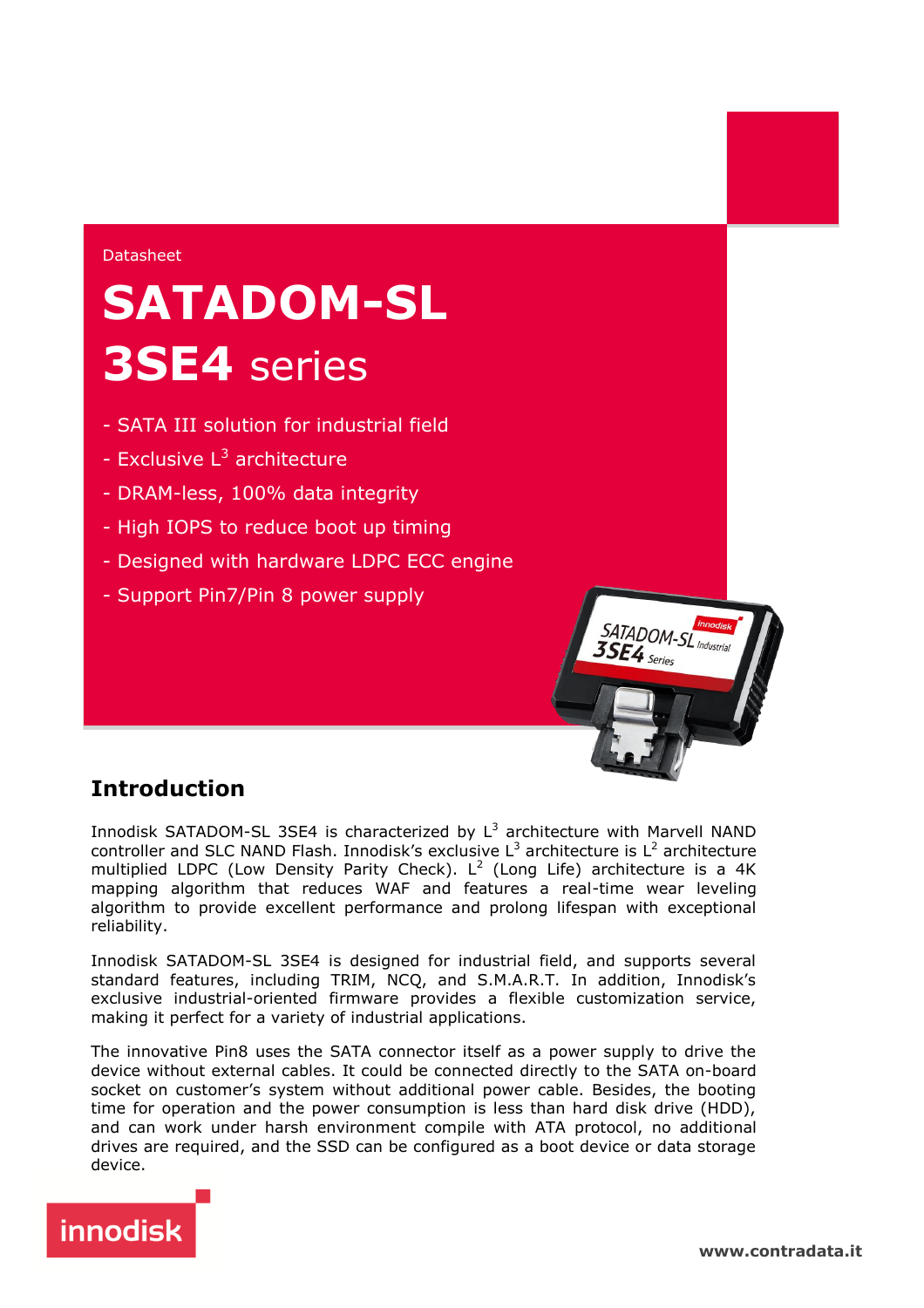Datasheet

# SATADOM-SL 3SE4 series

- SATA III solution for industrial field
- Exclusive $L^3$ architecture
- DRAM-less, 100% data integrity
- High IOPS to reduce boot up timing
- Designed with hardware LDPC ECC engine
- Support Pin7/Pin 8 power supply

## Introduction

Innodisk SATADOM-SL 3SE4 is characterized by $L^3$ architecture with Marvell NAND controller and SLC NAND Flash. Innodisk's exclusive $L^3$ architecture is $L^2$ architecture multiplied LDPC (Low Density Parity Check). $L^2$ (Long Life) architecture is a 4K mapping algorithm that reduces WAF and features a real-time wear leveling algorithm to provide excellent performance and prolong lifespan with exceptional reliability.

Innodisk SATADOM-SL 3SE4 is designed for industrial field, and supports several standard features, including TRIM, NCQ, and S.M.A.R.T. In addition, Innodisk's exclusive industrial-oriented firmware provides a flexible customization service, making it perfect for a variety of industrial applications.

The innovative Pin8 uses the SATA connector itself as a power supply to drive the device without external cables. It could be connected directly to the SATA on-board socket on customer's system without additional power cable. Besides, the booting time for operation and the power consumption is less than hard disk drive (HDD), and can work under harsh environment compile with ATA protocol, no additional drives are required, and the SSD can be configured as a boot device or data storage device.

www.contradata.it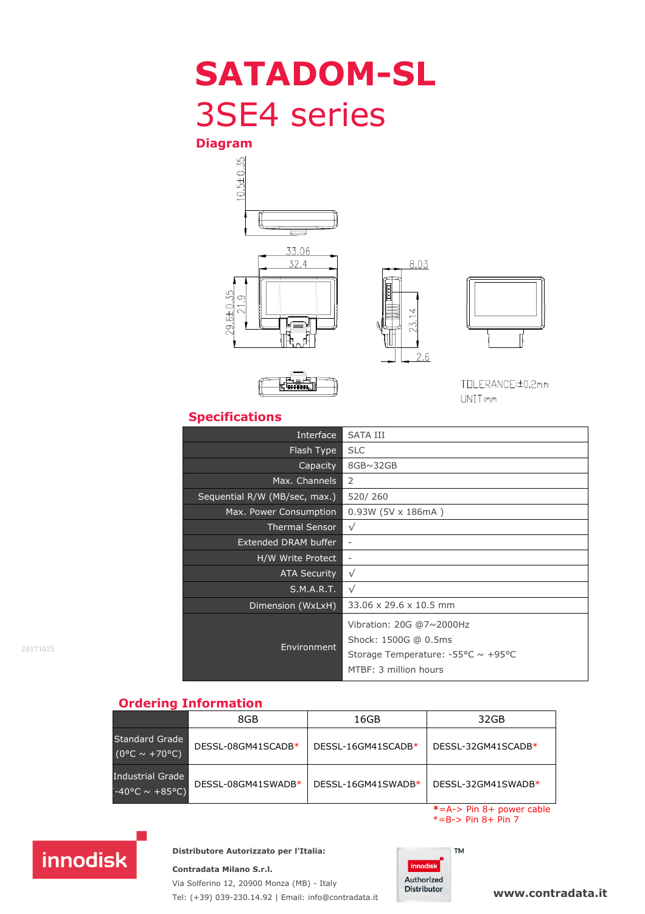# SATADOM-SL

## 3SE4 series

### Diagram

10.5±0.35

33.06
32.4

8.03

29.6±0.35
21.9

23.14

2.6

TOLERANCE:±0.2mm
UNIT:mm

### Specifications

| | |
|---|---|
| Interface | SATA III |
| Flash Type | SLC |
| Capacity | 8GB~32GB |
| Max. Channels | 2 |
| Sequential R/W (MB/sec, max.) | 520/ 260 |
| Max. Power Consumption | 0.93W (5V x 186mA ) |
| Thermal Sensor | √ |
| Extended DRAM buffer | - |
| H/W Write Protect | - |
| ATA Security | √ |
| S.M.A.R.T. | √ |
| Dimension (WxLxH) | 33.06 x 29.6 x 10.5 mm |
| Environment | Vibration: 20G @7~2000Hz<br>Shock: 1500G @ 0.5ms<br>Storage Temperature: -55°C ~ +95°C<br>MTBF: 3 million hours |

20171025

### Ordering Information

| | 8GB | 16GB | 32GB |
|---|---|---|---|
| Standard Grade (0°C ~ +70°C) | DESSL-08GM41SCADB* | DESSL-16GM41SCADB* | DESSL-32GM41SCADB* |
| Industrial Grade (-40°C ~ +85°C) | DESSL-08GM41SWADB* | DESSL-16GM41SWADB* | DESSL-32GM41SWADB* |

*=A-> Pin 8+ power cable
*=B-> Pin 8+ Pin 7

innodisk

**Distributore Autorizzato per l'Italia:**

**Contradata Milano S.r.l.**
Via Solferino 12, 20900 Monza (MB) - Italy
Tel: (+39) 039-230.14.92 | Email: info@contradata.it

innodisk Authorized Distributor TM

**www.contradata.it**